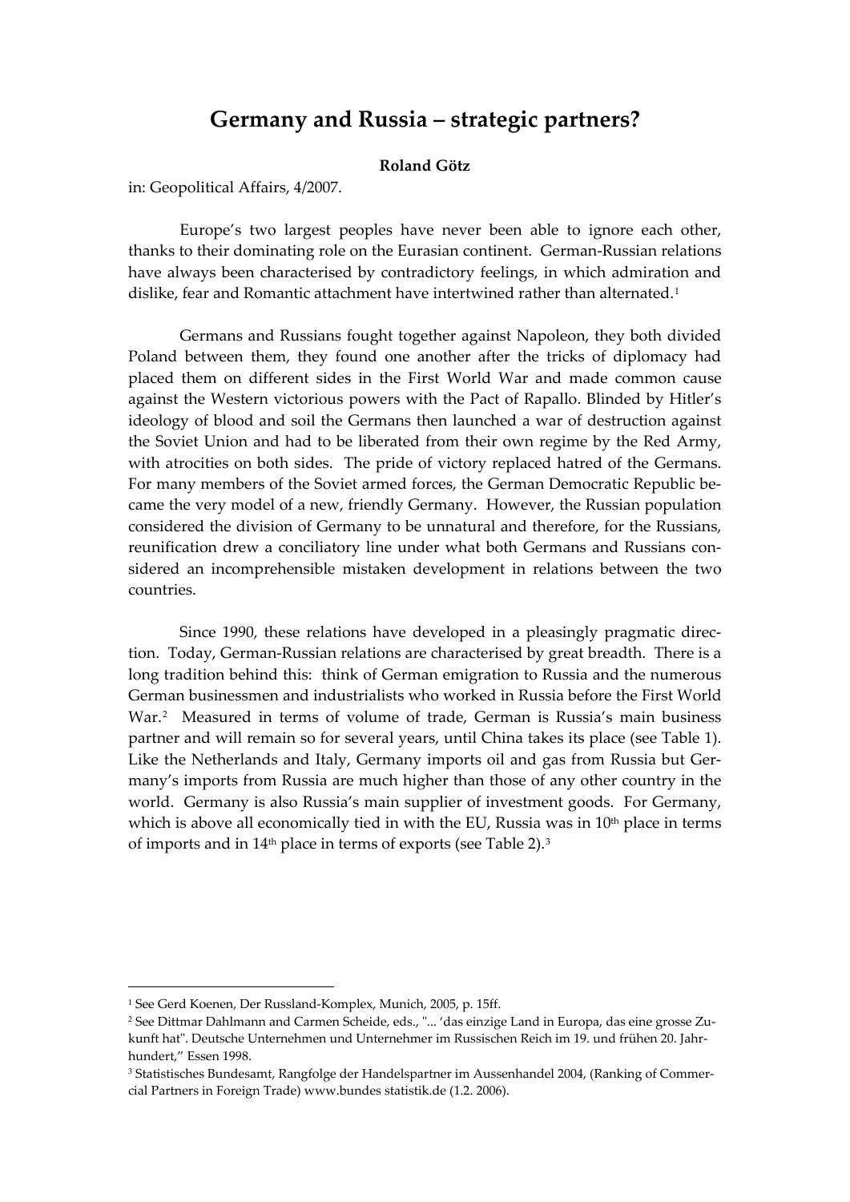# Germany and Russia – strategic partners?

**Roland Götz**

in: Geopolitical Affairs, 4/2007.

Europe's two largest peoples have never been able to ignore each other, thanks to their dominating role on the Eurasian continent. German-Russian relations have always been characterised by contradictory feelings, in which admiration and dislike, fear and Romantic attachment have intertwined rather than alternated.[1]

Germans and Russians fought together against Napoleon, they both divided Poland between them, they found one another after the tricks of diplomacy had placed them on different sides in the First World War and made common cause against the Western victorious powers with the Pact of Rapallo. Blinded by Hitler's ideology of blood and soil the Germans then launched a war of destruction against the Soviet Union and had to be liberated from their own regime by the Red Army, with atrocities on both sides. The pride of victory replaced hatred of the Germans. For many members of the Soviet armed forces, the German Democratic Republic became the very model of a new, friendly Germany. However, the Russian population considered the division of Germany to be unnatural and therefore, for the Russians, reunification drew a conciliatory line under what both Germans and Russians considered an incomprehensible mistaken development in relations between the two countries.

Since 1990, these relations have developed in a pleasingly pragmatic direction. Today, German-Russian relations are characterised by great breadth. There is a long tradition behind this: think of German emigration to Russia and the numerous German businessmen and industrialists who worked in Russia before the First World War.[2] Measured in terms of volume of trade, German is Russia's main business partner and will remain so for several years, until China takes its place (see Table 1). Like the Netherlands and Italy, Germany imports oil and gas from Russia but Germany's imports from Russia are much higher than those of any other country in the world. Germany is also Russia's main supplier of investment goods. For Germany, which is above all economically tied in with the EU, Russia was in 10th place in terms of imports and in 14th place in terms of exports (see Table 2).[3]

---

[1] See Gerd Koenen, Der Russland-Komplex, Munich, 2005, p. 15ff.

[2] See Dittmar Dahlmann and Carmen Scheide, eds., "... 'das einzige Land in Europa, das eine grosse Zukunft hat". Deutsche Unternehmen und Unternehmer im Russischen Reich im 19. und frühen 20. Jahrhundert," Essen 1998.

[3] Statistisches Bundesamt, Rangfolge der Handelspartner im Aussenhandel 2004, (Ranking of Commercial Partners in Foreign Trade) www.bundes statistik.de (1.2. 2006).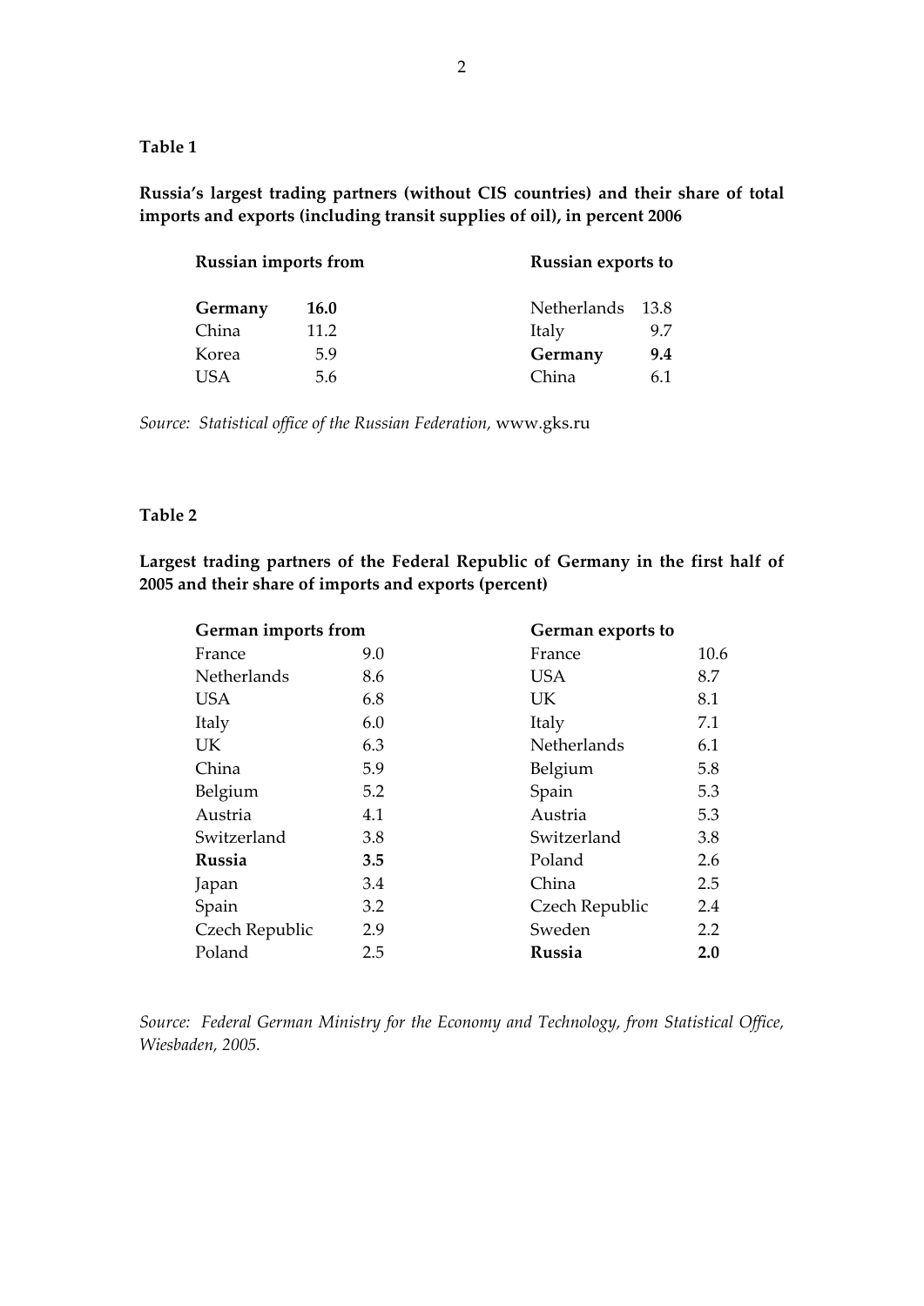**Table 1**

**Russia's largest trading partners (without CIS countries) and their share of total imports and exports (including transit supplies of oil), in percent 2006**

| Russian imports from | | Russian exports to | |
|---|---|---|---|
| **Germany** | **16.0** | Netherlands | 13.8 |
| China | 11.2 | Italy | 9.7 |
| Korea | 5.9 | **Germany** | **9.4** |
| USA | 5.6 | China | 6.1 |

*Source: Statistical office of the Russian Federation,* www.gks.ru

**Table 2**

**Largest trading partners of the Federal Republic of Germany in the first half of 2005 and their share of imports and exports (percent)**

| German imports from | | German exports to | |
|---|---|---|---|
| France | 9.0 | France | 10.6 |
| Netherlands | 8.6 | USA | 8.7 |
| USA | 6.8 | UK | 8.1 |
| Italy | 6.0 | Italy | 7.1 |
| UK | 6.3 | Netherlands | 6.1 |
| China | 5.9 | Belgium | 5.8 |
| Belgium | 5.2 | Spain | 5.3 |
| Austria | 4.1 | Austria | 5.3 |
| Switzerland | 3.8 | Switzerland | 3.8 |
| **Russia** | **3.5** | Poland | 2.6 |
| Japan | 3.4 | China | 2.5 |
| Spain | 3.2 | Czech Republic | 2.4 |
| Czech Republic | 2.9 | Sweden | 2.2 |
| Poland | 2.5 | **Russia** | **2.0** |

*Source: Federal German Ministry for the Economy and Technology, from Statistical Office, Wiesbaden, 2005.*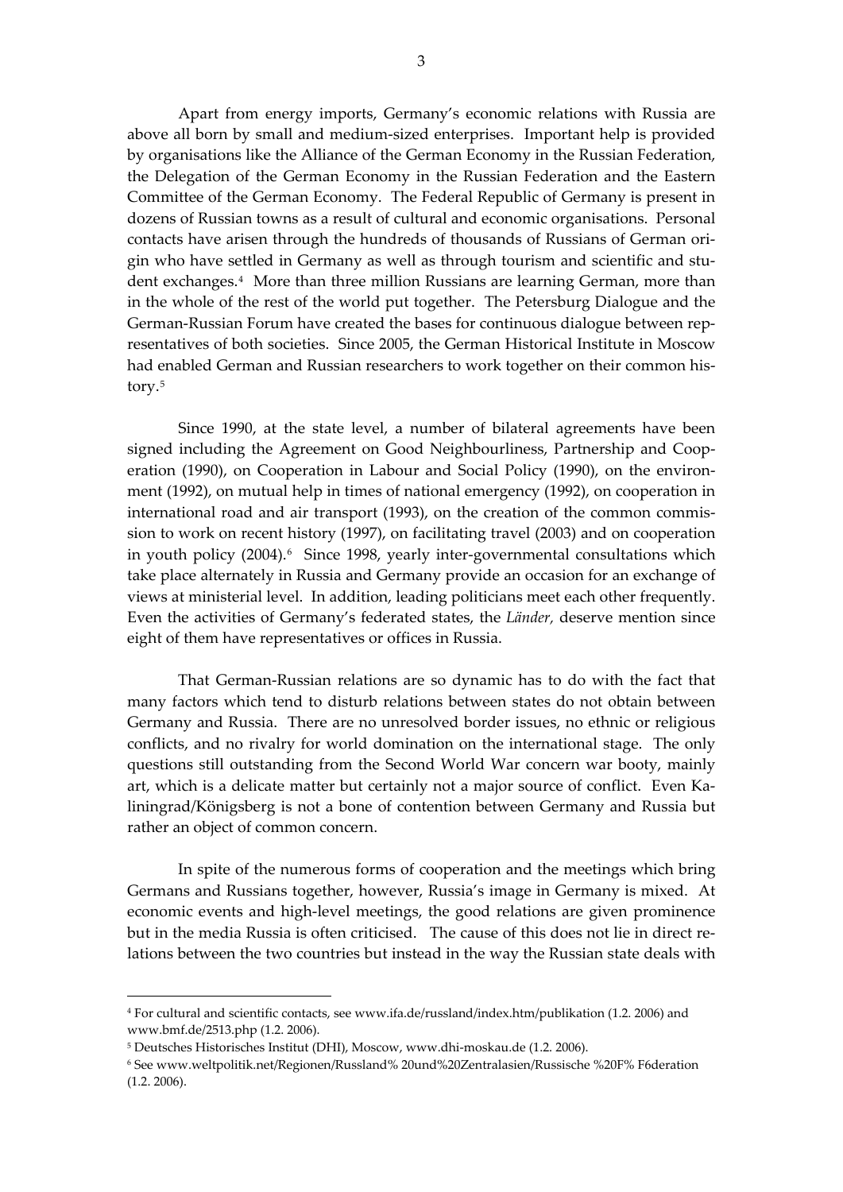Apart from energy imports, Germany's economic relations with Russia are above all born by small and medium-sized enterprises. Important help is provided by organisations like the Alliance of the German Economy in the Russian Federation, the Delegation of the German Economy in the Russian Federation and the Eastern Committee of the German Economy. The Federal Republic of Germany is present in dozens of Russian towns as a result of cultural and economic organisations. Personal contacts have arisen through the hundreds of thousands of Russians of German origin who have settled in Germany as well as through tourism and scientific and student exchanges.[4] More than three million Russians are learning German, more than in the whole of the rest of the world put together. The Petersburg Dialogue and the German-Russian Forum have created the bases for continuous dialogue between representatives of both societies. Since 2005, the German Historical Institute in Moscow had enabled German and Russian researchers to work together on their common history.[5]

Since 1990, at the state level, a number of bilateral agreements have been signed including the Agreement on Good Neighbourliness, Partnership and Cooperation (1990), on Cooperation in Labour and Social Policy (1990), on the environment (1992), on mutual help in times of national emergency (1992), on cooperation in international road and air transport (1993), on the creation of the common commission to work on recent history (1997), on facilitating travel (2003) and on cooperation in youth policy (2004).[6] Since 1998, yearly inter-governmental consultations which take place alternately in Russia and Germany provide an occasion for an exchange of views at ministerial level. In addition, leading politicians meet each other frequently. Even the activities of Germany's federated states, the *Länder*, deserve mention since eight of them have representatives or offices in Russia.

That German-Russian relations are so dynamic has to do with the fact that many factors which tend to disturb relations between states do not obtain between Germany and Russia. There are no unresolved border issues, no ethnic or religious conflicts, and no rivalry for world domination on the international stage. The only questions still outstanding from the Second World War concern war booty, mainly art, which is a delicate matter but certainly not a major source of conflict. Even Kaliningrad/Königsberg is not a bone of contention between Germany and Russia but rather an object of common concern.

In spite of the numerous forms of cooperation and the meetings which bring Germans and Russians together, however, Russia's image in Germany is mixed. At economic events and high-level meetings, the good relations are given prominence but in the media Russia is often criticised. The cause of this does not lie in direct relations between the two countries but instead in the way the Russian state deals with

---

[4] For cultural and scientific contacts, see www.ifa.de/russland/index.htm/publikation (1.2. 2006) and www.bmf.de/2513.php (1.2. 2006).

[5] Deutsches Historisches Institut (DHI), Moscow, www.dhi-moskau.de (1.2. 2006).

[6] See www.weltpolitik.net/Regionen/Russland% 20und%20Zentralasien/Russische %20F% F6deration (1.2. 2006).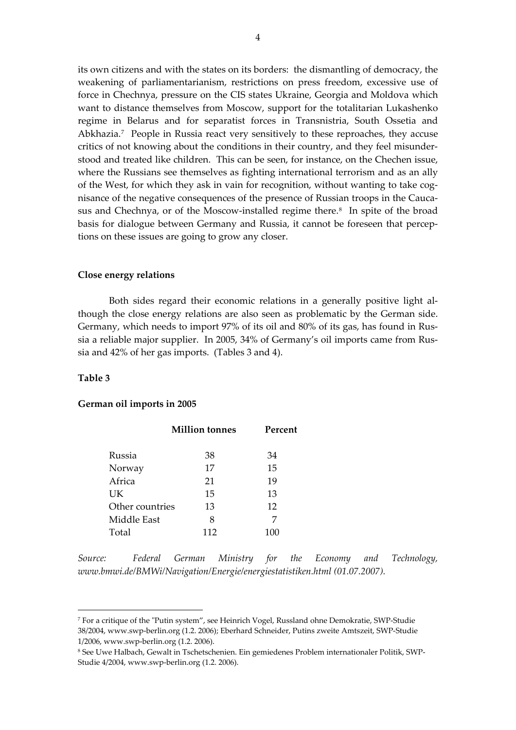its own citizens and with the states on its borders: the dismantling of democracy, the weakening of parliamentarianism, restrictions on press freedom, excessive use of force in Chechnya, pressure on the CIS states Ukraine, Georgia and Moldova which want to distance themselves from Moscow, support for the totalitarian Lukashenko regime in Belarus and for separatist forces in Transnistria, South Ossetia and Abkhazia.[7] People in Russia react very sensitively to these reproaches, they accuse critics of not knowing about the conditions in their country, and they feel misunderstood and treated like children. This can be seen, for instance, on the Chechen issue, where the Russians see themselves as fighting international terrorism and as an ally of the West, for which they ask in vain for recognition, without wanting to take cognisance of the negative consequences of the presence of Russian troops in the Caucasus and Chechnya, or of the Moscow-installed regime there.[8] In spite of the broad basis for dialogue between Germany and Russia, it cannot be foreseen that perceptions on these issues are going to grow any closer.

**Close energy relations**

Both sides regard their economic relations in a generally positive light although the close energy relations are also seen as problematic by the German side. Germany, which needs to import 97% of its oil and 80% of its gas, has found in Russia a reliable major supplier. In 2005, 34% of Germany's oil imports came from Russia and 42% of her gas imports. (Tables 3 and 4).

**Table 3**

**German oil imports in 2005**

| | **Million tonnes** | **Percent** |
|---|---|---|
| Russia | 38 | 34 |
| Norway | 17 | 15 |
| Africa | 21 | 19 |
| UK | 15 | 13 |
| Other countries | 13 | 12 |
| Middle East | 8 | 7 |
| Total | 112 | 100 |

*Source: Federal German Ministry for the Economy and Technology, www.bmwi.de/BMWi/Navigation/Energie/energiestatistiken.html (01.07.2007).*

---

[7] For a critique of the "Putin system", see Heinrich Vogel, Russland ohne Demokratie, SWP-Studie 38/2004, www.swp-berlin.org (1.2. 2006); Eberhard Schneider, Putins zweite Amtszeit, SWP-Studie 1/2006, www.swp-berlin.org (1.2. 2006).

[8] See Uwe Halbach, Gewalt in Tschetschenien. Ein gemiedenes Problem internationaler Politik, SWP-Studie 4/2004, www.swp-berlin.org (1.2. 2006).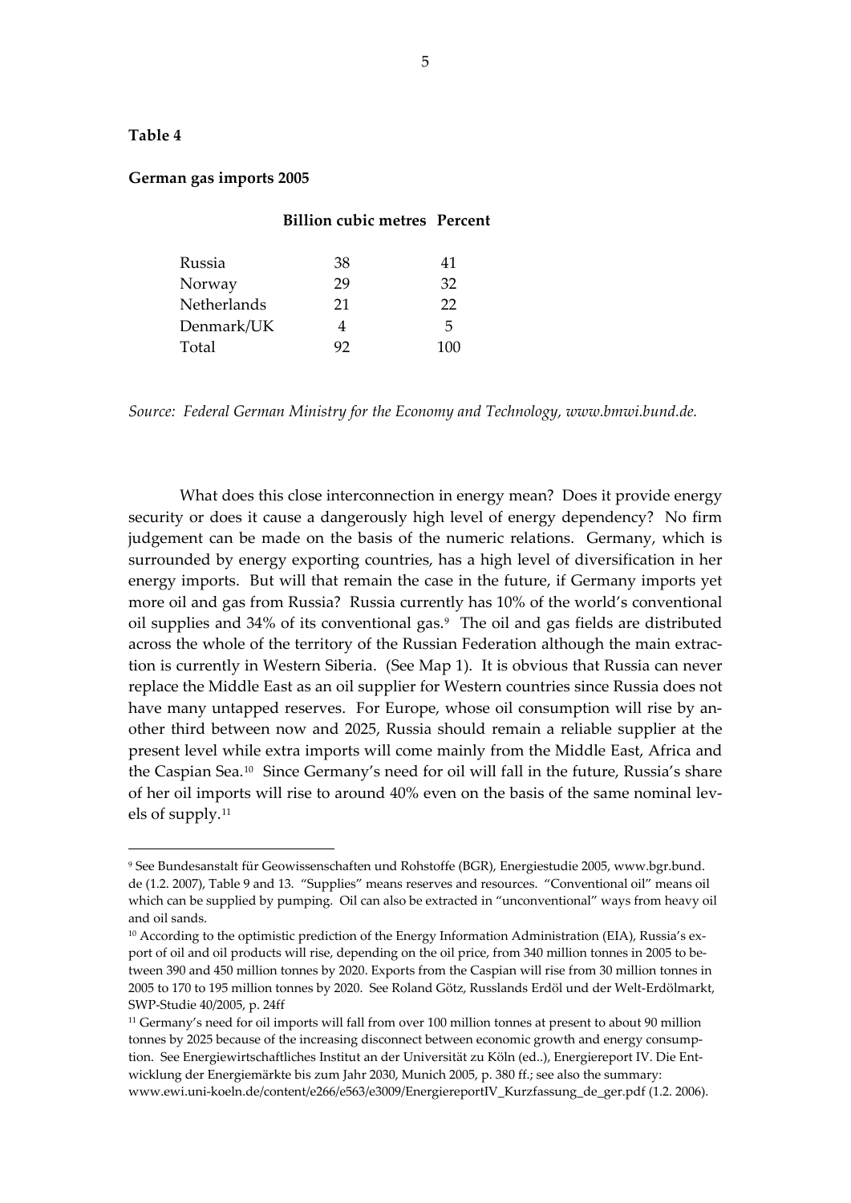**Table 4**

**German gas imports 2005**

| | **Billion cubic metres** | **Percent** |
|---|---|---|
| Russia | 38 | 41 |
| Norway | 29 | 32 |
| Netherlands | 21 | 22 |
| Denmark/UK | 4 | 5 |
| Total | 92 | 100 |

*Source: Federal German Ministry for the Economy and Technology, www.bmwi.bund.de.*

What does this close interconnection in energy mean? Does it provide energy security or does it cause a dangerously high level of energy dependency? No firm judgement can be made on the basis of the numeric relations. Germany, which is surrounded by energy exporting countries, has a high level of diversification in her energy imports. But will that remain the case in the future, if Germany imports yet more oil and gas from Russia? Russia currently has 10% of the world's conventional oil supplies and 34% of its conventional gas.[9] The oil and gas fields are distributed across the whole of the territory of the Russian Federation although the main extraction is currently in Western Siberia. (See Map 1). It is obvious that Russia can never replace the Middle East as an oil supplier for Western countries since Russia does not have many untapped reserves. For Europe, whose oil consumption will rise by another third between now and 2025, Russia should remain a reliable supplier at the present level while extra imports will come mainly from the Middle East, Africa and the Caspian Sea.[10] Since Germany's need for oil will fall in the future, Russia's share of her oil imports will rise to around 40% even on the basis of the same nominal levels of supply.[11]

---

[9] See Bundesanstalt für Geowissenschaften und Rohstoffe (BGR), Energiestudie 2005, www.bgr.bund.de (1.2. 2007), Table 9 and 13. "Supplies" means reserves and resources. "Conventional oil" means oil which can be supplied by pumping. Oil can also be extracted in "unconventional" ways from heavy oil and oil sands.

[10] According to the optimistic prediction of the Energy Information Administration (EIA), Russia's export of oil and oil products will rise, depending on the oil price, from 340 million tonnes in 2005 to between 390 and 450 million tonnes by 2020. Exports from the Caspian will rise from 30 million tonnes in 2005 to 170 to 195 million tonnes by 2020. See Roland Götz, Russlands Erdöl und der Welt-Erdölmarkt, SWP-Studie 40/2005, p. 24ff

[11] Germany's need for oil imports will fall from over 100 million tonnes at present to about 90 million tonnes by 2025 because of the increasing disconnect between economic growth and energy consumption. See Energiewirtschaftliches Institut an der Universität zu Köln (ed..), Energiereport IV. Die Entwicklung der Energiemärkte bis zum Jahr 2030, Munich 2005, p. 380 ff.; see also the summary: www.ewi.uni-koeln.de/content/e266/e563/e3009/EnergiereportIV_Kurzfassung_de_ger.pdf (1.2. 2006).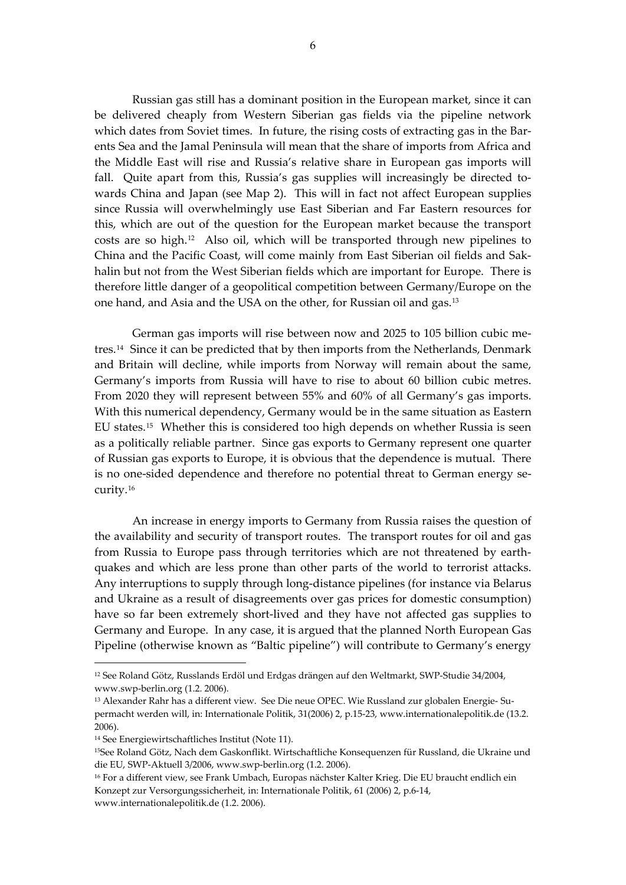Russian gas still has a dominant position in the European market, since it can be delivered cheaply from Western Siberian gas fields via the pipeline network which dates from Soviet times. In future, the rising costs of extracting gas in the Barents Sea and the Jamal Peninsula will mean that the share of imports from Africa and the Middle East will rise and Russia's relative share in European gas imports will fall. Quite apart from this, Russia's gas supplies will increasingly be directed towards China and Japan (see Map 2). This will in fact not affect European supplies since Russia will overwhelmingly use East Siberian and Far Eastern resources for this, which are out of the question for the European market because the transport costs are so high.[12] Also oil, which will be transported through new pipelines to China and the Pacific Coast, will come mainly from East Siberian oil fields and Sakhalin but not from the West Siberian fields which are important for Europe. There is therefore little danger of a geopolitical competition between Germany/Europe on the one hand, and Asia and the USA on the other, for Russian oil and gas.[13]

German gas imports will rise between now and 2025 to 105 billion cubic metres.[14] Since it can be predicted that by then imports from the Netherlands, Denmark and Britain will decline, while imports from Norway will remain about the same, Germany's imports from Russia will have to rise to about 60 billion cubic metres. From 2020 they will represent between 55% and 60% of all Germany's gas imports. With this numerical dependency, Germany would be in the same situation as Eastern EU states.[15] Whether this is considered too high depends on whether Russia is seen as a politically reliable partner. Since gas exports to Germany represent one quarter of Russian gas exports to Europe, it is obvious that the dependence is mutual. There is no one-sided dependence and therefore no potential threat to German energy security.[16]

An increase in energy imports to Germany from Russia raises the question of the availability and security of transport routes. The transport routes for oil and gas from Russia to Europe pass through territories which are not threatened by earthquakes and which are less prone than other parts of the world to terrorist attacks. Any interruptions to supply through long-distance pipelines (for instance via Belarus and Ukraine as a result of disagreements over gas prices for domestic consumption) have so far been extremely short-lived and they have not affected gas supplies to Germany and Europe. In any case, it is argued that the planned North European Gas Pipeline (otherwise known as "Baltic pipeline") will contribute to Germany's energy

---

[12] See Roland Götz, Russlands Erdöl und Erdgas drängen auf den Weltmarkt, SWP-Studie 34/2004, www.swp-berlin.org (1.2. 2006).

[13] Alexander Rahr has a different view. See Die neue OPEC. Wie Russland zur globalen Energie- Supermacht werden will, in: Internationale Politik, 31(2006) 2, p.15-23, www.internationalepolitik.de (13.2. 2006).

[14] See Energiewirtschaftliches Institut (Note 11).

[15] See Roland Götz, Nach dem Gaskonflikt. Wirtschaftliche Konsequenzen für Russland, die Ukraine und die EU, SWP-Aktuell 3/2006, www.swp-berlin.org (1.2. 2006).

[16] For a different view, see Frank Umbach, Europas nächster Kalter Krieg. Die EU braucht endlich ein Konzept zur Versorgungssicherheit, in: Internationale Politik, 61 (2006) 2, p.6-14, www.internationalepolitik.de (1.2. 2006).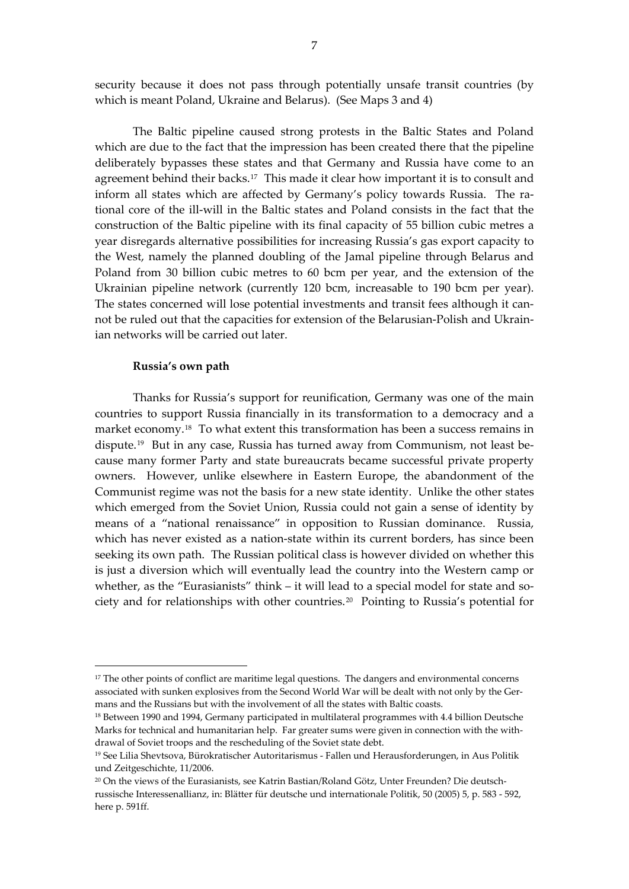security because it does not pass through potentially unsafe transit countries (by which is meant Poland, Ukraine and Belarus). (See Maps 3 and 4)

The Baltic pipeline caused strong protests in the Baltic States and Poland which are due to the fact that the impression has been created there that the pipeline deliberately bypasses these states and that Germany and Russia have come to an agreement behind their backs.[17] This made it clear how important it is to consult and inform all states which are affected by Germany's policy towards Russia. The rational core of the ill-will in the Baltic states and Poland consists in the fact that the construction of the Baltic pipeline with its final capacity of 55 billion cubic metres a year disregards alternative possibilities for increasing Russia's gas export capacity to the West, namely the planned doubling of the Jamal pipeline through Belarus and Poland from 30 billion cubic metres to 60 bcm per year, and the extension of the Ukrainian pipeline network (currently 120 bcm, increasable to 190 bcm per year). The states concerned will lose potential investments and transit fees although it cannot be ruled out that the capacities for extension of the Belarusian-Polish and Ukrainian networks will be carried out later.

### Russia's own path

Thanks for Russia's support for reunification, Germany was one of the main countries to support Russia financially in its transformation to a democracy and a market economy.[18] To what extent this transformation has been a success remains in dispute.[19] But in any case, Russia has turned away from Communism, not least because many former Party and state bureaucrats became successful private property owners. However, unlike elsewhere in Eastern Europe, the abandonment of the Communist regime was not the basis for a new state identity. Unlike the other states which emerged from the Soviet Union, Russia could not gain a sense of identity by means of a "national renaissance" in opposition to Russian dominance. Russia, which has never existed as a nation-state within its current borders, has since been seeking its own path. The Russian political class is however divided on whether this is just a diversion which will eventually lead the country into the Western camp or whether, as the "Eurasianists" think – it will lead to a special model for state and society and for relationships with other countries.[20] Pointing to Russia's potential for

---

[17] The other points of conflict are maritime legal questions. The dangers and environmental concerns associated with sunken explosives from the Second World War will be dealt with not only by the Germans and the Russians but with the involvement of all the states with Baltic coasts.

[18] Between 1990 and 1994, Germany participated in multilateral programmes with 4.4 billion Deutsche Marks for technical and humanitarian help. Far greater sums were given in connection with the withdrawal of Soviet troops and the rescheduling of the Soviet state debt.

[19] See Lilia Shevtsova, Bürokratischer Autoritarismus - Fallen und Herausforderungen, in Aus Politik und Zeitgeschichte, 11/2006.

[20] On the views of the Eurasianists, see Katrin Bastian/Roland Götz, Unter Freunden? Die deutsch-russische Interessenallianz, in: Blätter für deutsche und internationale Politik, 50 (2005) 5, p. 583 - 592, here p. 591ff.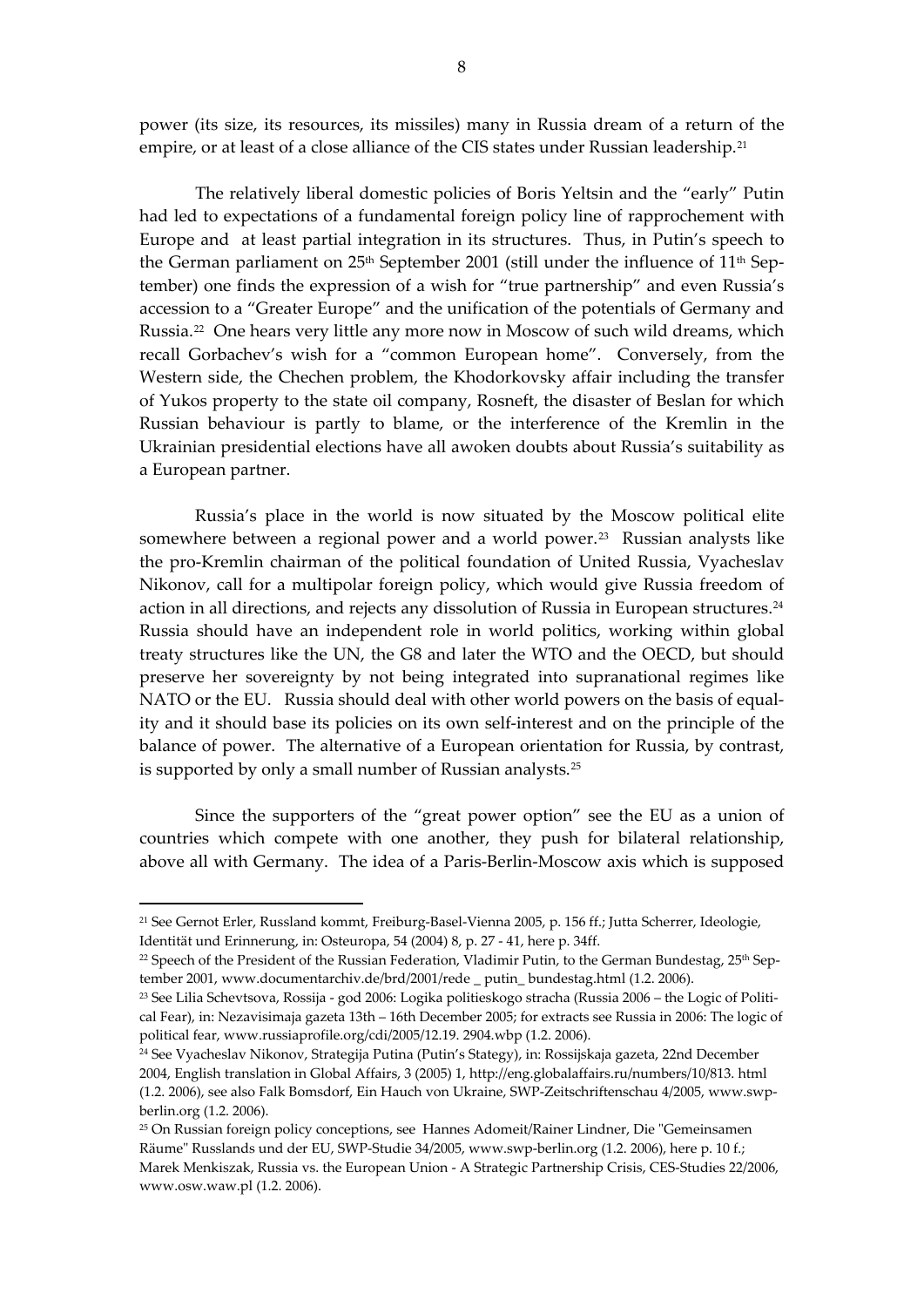power (its size, its resources, its missiles) many in Russia dream of a return of the empire, or at least of a close alliance of the CIS states under Russian leadership.[21]

The relatively liberal domestic policies of Boris Yeltsin and the "early" Putin had led to expectations of a fundamental foreign policy line of rapprochement with Europe and at least partial integration in its structures. Thus, in Putin's speech to the German parliament on 25th September 2001 (still under the influence of 11th September) one finds the expression of a wish for "true partnership" and even Russia's accession to a "Greater Europe" and the unification of the potentials of Germany and Russia.[22] One hears very little any more now in Moscow of such wild dreams, which recall Gorbachev's wish for a "common European home". Conversely, from the Western side, the Chechen problem, the Khodorkovsky affair including the transfer of Yukos property to the state oil company, Rosneft, the disaster of Beslan for which Russian behaviour is partly to blame, or the interference of the Kremlin in the Ukrainian presidential elections have all awoken doubts about Russia's suitability as a European partner.

Russia's place in the world is now situated by the Moscow political elite somewhere between a regional power and a world power.[23] Russian analysts like the pro-Kremlin chairman of the political foundation of United Russia, Vyacheslav Nikonov, call for a multipolar foreign policy, which would give Russia freedom of action in all directions, and rejects any dissolution of Russia in European structures.[24] Russia should have an independent role in world politics, working within global treaty structures like the UN, the G8 and later the WTO and the OECD, but should preserve her sovereignty by not being integrated into supranational regimes like NATO or the EU. Russia should deal with other world powers on the basis of equality and it should base its policies on its own self-interest and on the principle of the balance of power. The alternative of a European orientation for Russia, by contrast, is supported by only a small number of Russian analysts.[25]

Since the supporters of the "great power option" see the EU as a union of countries which compete with one another, they push for bilateral relationship, above all with Germany. The idea of a Paris-Berlin-Moscow axis which is supposed

---

[21] See Gernot Erler, Russland kommt, Freiburg-Basel-Vienna 2005, p. 156 ff.; Jutta Scherrer, Ideologie, Identität und Erinnerung, in: Osteuropa, 54 (2004) 8, p. 27 - 41, here p. 34ff.

[22] Speech of the President of the Russian Federation, Vladimir Putin, to the German Bundestag, 25th September 2001, www.documentarchiv.de/brd/2001/rede _ putin_ bundestag.html (1.2. 2006).

[23] See Lilia Schevtsova, Rossija - god 2006: Logika politieskogo stracha (Russia 2006 – the Logic of Political Fear), in: Nezavisimaja gazeta 13th – 16th December 2005; for extracts see Russia in 2006: The logic of political fear, www.russiaprofile.org/cdi/2005/12.19. 2904.wbp (1.2. 2006).

[24] See Vyacheslav Nikonov, Strategija Putina (Putin's Stategy), in: Rossijskaja gazeta, 22nd December 2004, English translation in Global Affairs, 3 (2005) 1, http://eng.globalaffairs.ru/numbers/10/813. html (1.2. 2006), see also Falk Bomsdorf, Ein Hauch von Ukraine, SWP-Zeitschriftenschau 4/2005, www.swp-berlin.org (1.2. 2006).

[25] On Russian foreign policy conceptions, see Hannes Adomeit/Rainer Lindner, Die "Gemeinsamen Räume" Russlands und der EU, SWP-Studie 34/2005, www.swp-berlin.org (1.2. 2006), here p. 10 f.; Marek Menkiszak, Russia vs. the European Union - A Strategic Partnership Crisis, CES-Studies 22/2006, www.osw.waw.pl (1.2. 2006).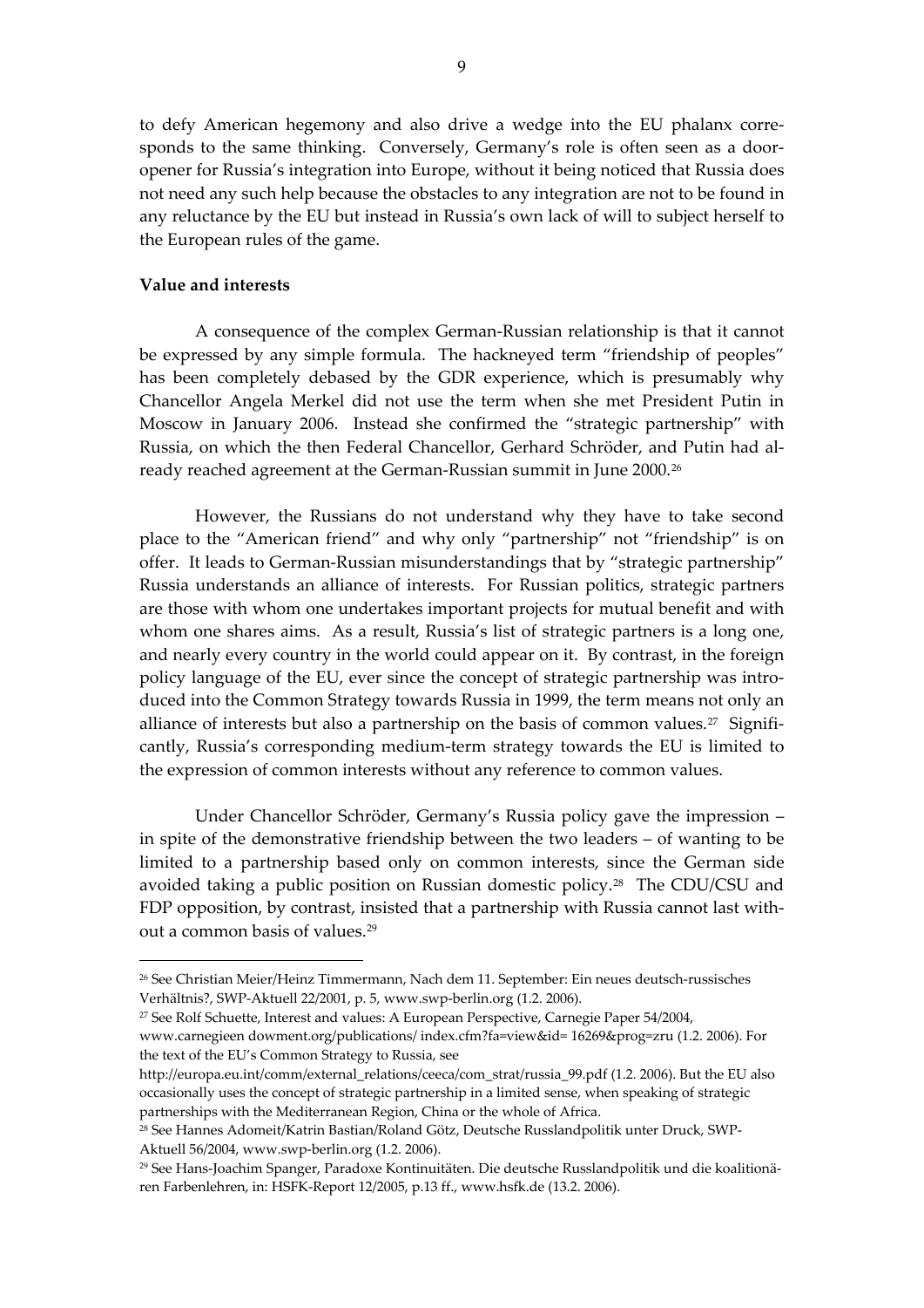to defy American hegemony and also drive a wedge into the EU phalanx corresponds to the same thinking. Conversely, Germany's role is often seen as a door-opener for Russia's integration into Europe, without it being noticed that Russia does not need any such help because the obstacles to any integration are not to be found in any reluctance by the EU but instead in Russia's own lack of will to subject herself to the European rules of the game.

**Value and interests**

A consequence of the complex German-Russian relationship is that it cannot be expressed by any simple formula. The hackneyed term "friendship of peoples" has been completely debased by the GDR experience, which is presumably why Chancellor Angela Merkel did not use the term when she met President Putin in Moscow in January 2006. Instead she confirmed the "strategic partnership" with Russia, on which the then Federal Chancellor, Gerhard Schröder, and Putin had already reached agreement at the German-Russian summit in June 2000.[26]

However, the Russians do not understand why they have to take second place to the "American friend" and why only "partnership" not "friendship" is on offer. It leads to German-Russian misunderstandings that by "strategic partnership" Russia understands an alliance of interests. For Russian politics, strategic partners are those with whom one undertakes important projects for mutual benefit and with whom one shares aims. As a result, Russia's list of strategic partners is a long one, and nearly every country in the world could appear on it. By contrast, in the foreign policy language of the EU, ever since the concept of strategic partnership was introduced into the Common Strategy towards Russia in 1999, the term means not only an alliance of interests but also a partnership on the basis of common values.[27] Significantly, Russia's corresponding medium-term strategy towards the EU is limited to the expression of common interests without any reference to common values.

Under Chancellor Schröder, Germany's Russia policy gave the impression – in spite of the demonstrative friendship between the two leaders – of wanting to be limited to a partnership based only on common interests, since the German side avoided taking a public position on Russian domestic policy.[28] The CDU/CSU and FDP opposition, by contrast, insisted that a partnership with Russia cannot last without a common basis of values.[29]

---

[26] See Christian Meier/Heinz Timmermann, Nach dem 11. September: Ein neues deutsch-russisches Verhältnis?, SWP-Aktuell 22/2001, p. 5, www.swp-berlin.org (1.2. 2006).

[27] See Rolf Schuette, Interest and values: A European Perspective, Carnegie Paper 54/2004, www.carnegieen dowment.org/publications/ index.cfm?fa=view&id= 16269&prog=zru (1.2. 2006). For the text of the EU's Common Strategy to Russia, see http://europa.eu.int/comm/external_relations/ceeca/com_strat/russia_99.pdf (1.2. 2006). But the EU also occasionally uses the concept of strategic partnership in a limited sense, when speaking of strategic partnerships with the Mediterranean Region, China or the whole of Africa.

[28] See Hannes Adomeit/Katrin Bastian/Roland Götz, Deutsche Russlandpolitik unter Druck, SWP-Aktuell 56/2004, www.swp-berlin.org (1.2. 2006).

[29] See Hans-Joachim Spanger, Paradoxe Kontinuitäten. Die deutsche Russlandpolitik und die koalitionären Farbenlehren, in: HSFK-Report 12/2005, p.13 ff., www.hsfk.de (13.2. 2006).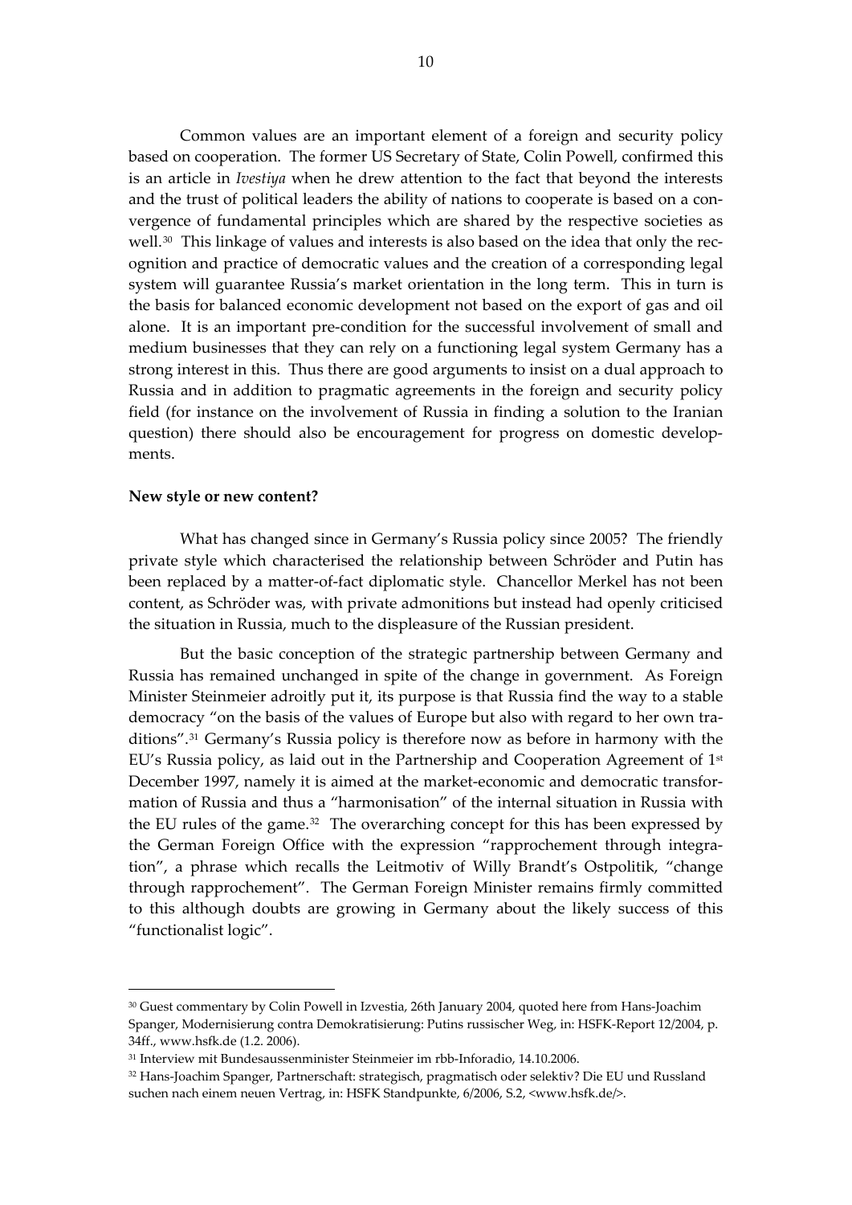Common values are an important element of a foreign and security policy based on cooperation. The former US Secretary of State, Colin Powell, confirmed this is an article in *Ivestiya* when he drew attention to the fact that beyond the interests and the trust of political leaders the ability of nations to cooperate is based on a convergence of fundamental principles which are shared by the respective societies as well.[30] This linkage of values and interests is also based on the idea that only the recognition and practice of democratic values and the creation of a corresponding legal system will guarantee Russia's market orientation in the long term. This in turn is the basis for balanced economic development not based on the export of gas and oil alone. It is an important pre-condition for the successful involvement of small and medium businesses that they can rely on a functioning legal system Germany has a strong interest in this. Thus there are good arguments to insist on a dual approach to Russia and in addition to pragmatic agreements in the foreign and security policy field (for instance on the involvement of Russia in finding a solution to the Iranian question) there should also be encouragement for progress on domestic developments.

**New style or new content?**

What has changed since in Germany's Russia policy since 2005? The friendly private style which characterised the relationship between Schröder and Putin has been replaced by a matter-of-fact diplomatic style. Chancellor Merkel has not been content, as Schröder was, with private admonitions but instead had openly criticised the situation in Russia, much to the displeasure of the Russian president.

But the basic conception of the strategic partnership between Germany and Russia has remained unchanged in spite of the change in government. As Foreign Minister Steinmeier adroitly put it, its purpose is that Russia find the way to a stable democracy "on the basis of the values of Europe but also with regard to her own traditions".[31] Germany's Russia policy is therefore now as before in harmony with the EU's Russia policy, as laid out in the Partnership and Cooperation Agreement of 1st December 1997, namely it is aimed at the market-economic and democratic transformation of Russia and thus a "harmonisation" of the internal situation in Russia with the EU rules of the game.[32] The overarching concept for this has been expressed by the German Foreign Office with the expression "rapprochement through integration", a phrase which recalls the Leitmotiv of Willy Brandt's Ostpolitik, "change through rapprochement". The German Foreign Minister remains firmly committed to this although doubts are growing in Germany about the likely success of this "functionalist logic".

---

[30] Guest commentary by Colin Powell in Izvestia, 26th January 2004, quoted here from Hans-Joachim Spanger, Modernisierung contra Demokratisierung: Putins russischer Weg, in: HSFK-Report 12/2004, p. 34ff., www.hsfk.de (1.2. 2006).

[31] Interview mit Bundesaussenminister Steinmeier im rbb-Inforadio, 14.10.2006.

[32] Hans-Joachim Spanger, Partnerschaft: strategisch, pragmatisch oder selektiv? Die EU und Russland suchen nach einem neuen Vertrag, in: HSFK Standpunkte, 6/2006, S.2, <www.hsfk.de/>.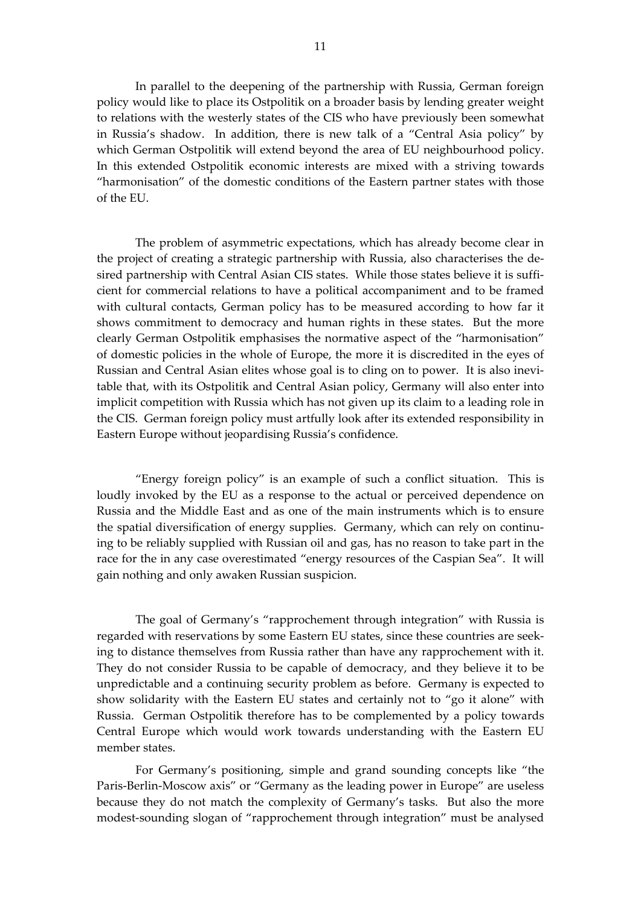In parallel to the deepening of the partnership with Russia, German foreign policy would like to place its Ostpolitik on a broader basis by lending greater weight to relations with the westerly states of the CIS who have previously been somewhat in Russia's shadow. In addition, there is new talk of a "Central Asia policy" by which German Ostpolitik will extend beyond the area of EU neighbourhood policy. In this extended Ostpolitik economic interests are mixed with a striving towards "harmonisation" of the domestic conditions of the Eastern partner states with those of the EU.

The problem of asymmetric expectations, which has already become clear in the project of creating a strategic partnership with Russia, also characterises the desired partnership with Central Asian CIS states. While those states believe it is sufficient for commercial relations to have a political accompaniment and to be framed with cultural contacts, German policy has to be measured according to how far it shows commitment to democracy and human rights in these states. But the more clearly German Ostpolitik emphasises the normative aspect of the "harmonisation" of domestic policies in the whole of Europe, the more it is discredited in the eyes of Russian and Central Asian elites whose goal is to cling on to power. It is also inevitable that, with its Ostpolitik and Central Asian policy, Germany will also enter into implicit competition with Russia which has not given up its claim to a leading role in the CIS. German foreign policy must artfully look after its extended responsibility in Eastern Europe without jeopardising Russia's confidence.

"Energy foreign policy" is an example of such a conflict situation. This is loudly invoked by the EU as a response to the actual or perceived dependence on Russia and the Middle East and as one of the main instruments which is to ensure the spatial diversification of energy supplies. Germany, which can rely on continuing to be reliably supplied with Russian oil and gas, has no reason to take part in the race for the in any case overestimated "energy resources of the Caspian Sea". It will gain nothing and only awaken Russian suspicion.

The goal of Germany's "rapprochement through integration" with Russia is regarded with reservations by some Eastern EU states, since these countries are seeking to distance themselves from Russia rather than have any rapprochement with it. They do not consider Russia to be capable of democracy, and they believe it to be unpredictable and a continuing security problem as before. Germany is expected to show solidarity with the Eastern EU states and certainly not to "go it alone" with Russia. German Ostpolitik therefore has to be complemented by a policy towards Central Europe which would work towards understanding with the Eastern EU member states.

For Germany's positioning, simple and grand sounding concepts like "the Paris-Berlin-Moscow axis" or "Germany as the leading power in Europe" are useless because they do not match the complexity of Germany's tasks. But also the more modest-sounding slogan of "rapprochement through integration" must be analysed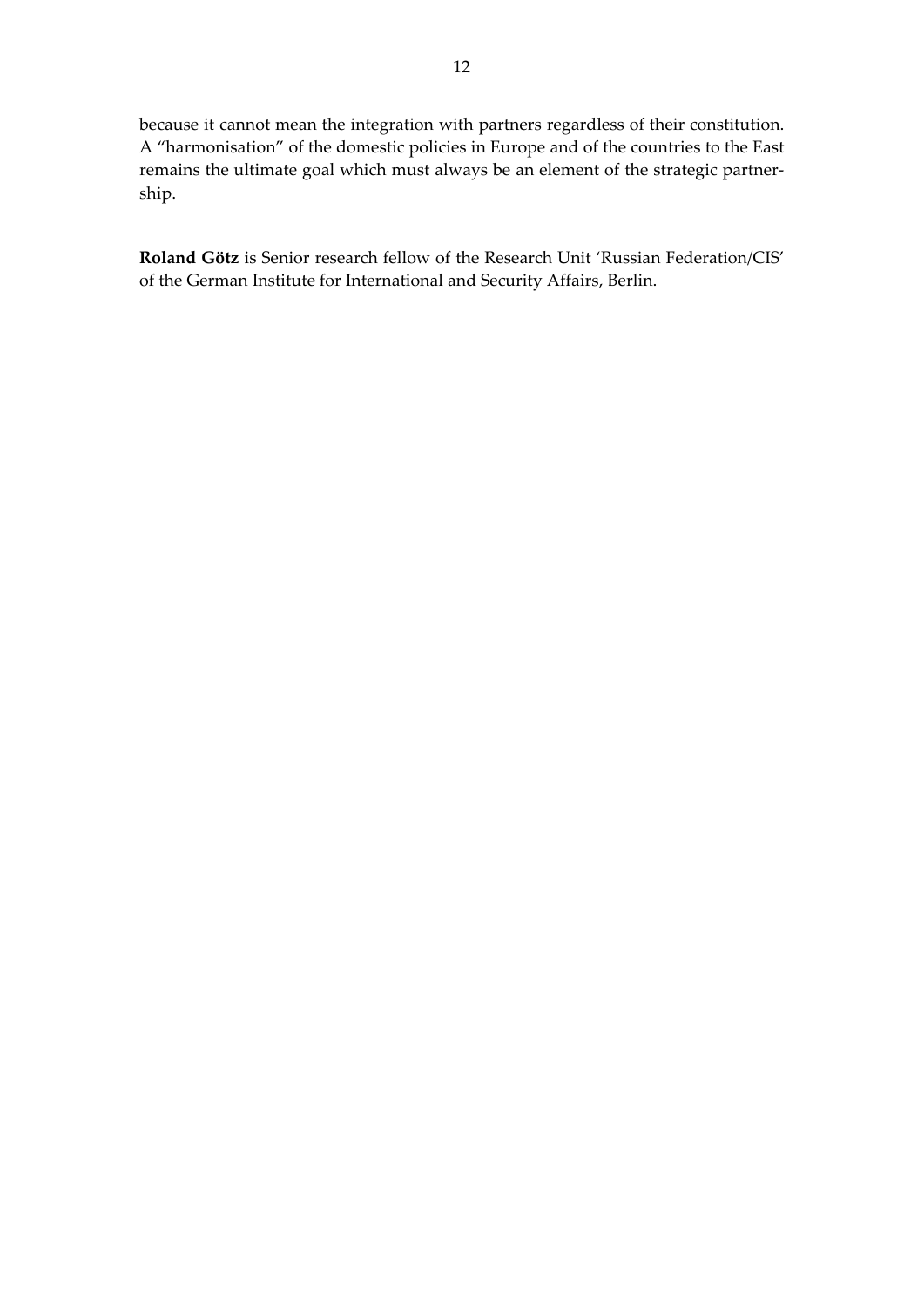because it cannot mean the integration with partners regardless of their constitution. A "harmonisation" of the domestic policies in Europe and of the countries to the East remains the ultimate goal which must always be an element of the strategic partnership.

**Roland Götz** is Senior research fellow of the Research Unit 'Russian Federation/CIS' of the German Institute for International and Security Affairs, Berlin.